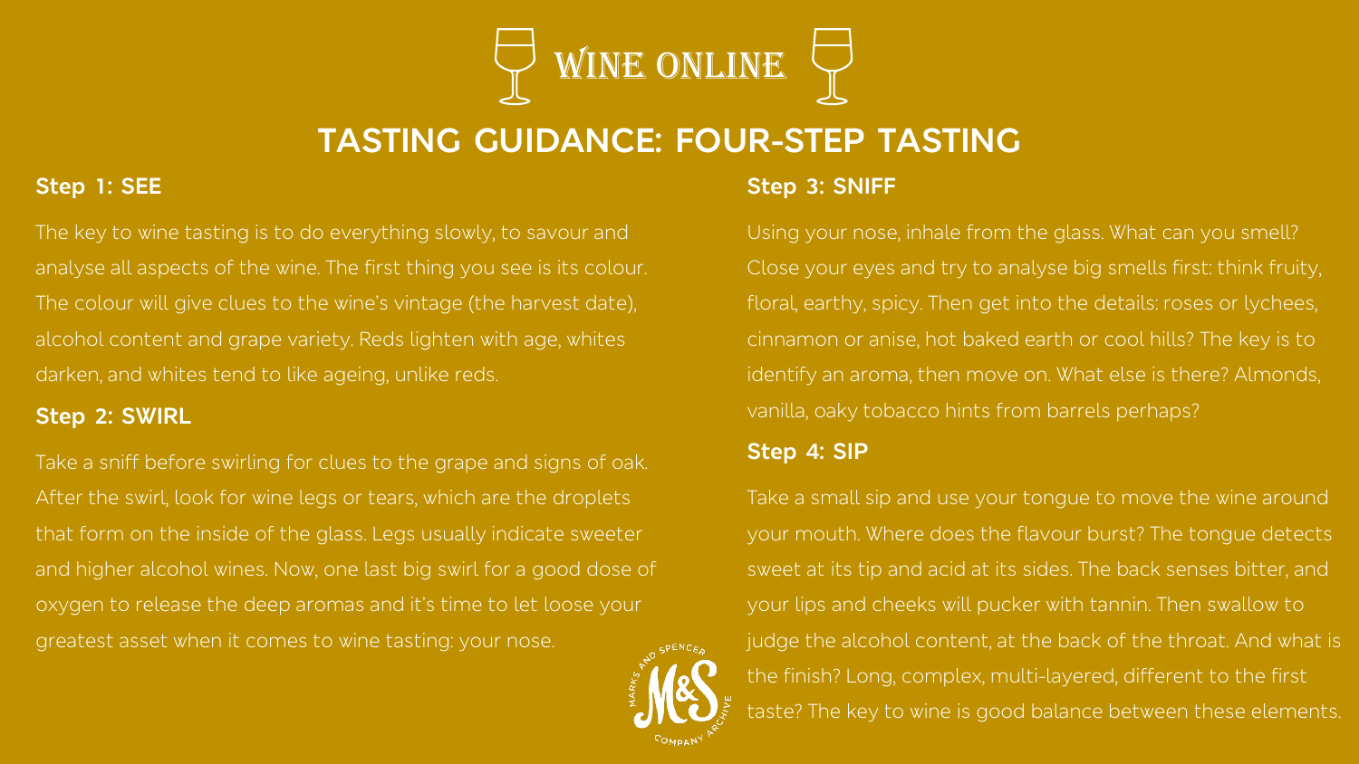# WINE ONLINE

## TASTING GUIDANCE: FOUR-STEP TASTING

### Step 1: SEE

The key to wine tasting is to do everything slowly, to savour and analyse all aspects of the wine. The first thing you see is its colour. The colour will give clues to the wine's vintage (the harvest date), alcohol content and grape variety. Reds lighten with age, whites darken, and whites tend to like ageing, unlike reds.

### Step 2: SWIRL

Take a sniff before swirling for clues to the grape and signs of oak. After the swirl, look for wine legs or tears, which are the droplets that form on the inside of the glass. Legs usually indicate sweeter and higher alcohol wines. Now, one last big swirl for a good dose of oxygen to release the deep aromas and it's time to let loose your greatest asset when it comes to wine tasting: your nose.

### Step 3: SNIFF

Using your nose, inhale from the glass. What can you smell? Close your eyes and try to analyse big smells first: think fruity, floral, earthy, spicy. Then get into the details: roses or lychees, cinnamon or anise, hot baked earth or cool hills? The key is to identify an aroma, then move on. What else is there? Almonds, vanilla, oaky tobacco hints from barrels perhaps?

### Step 4: SIP

Take a small sip and use your tongue to move the wine around your mouth. Where does the flavour burst? The tongue detects sweet at its tip and acid at its sides. The back senses bitter, and your lips and cheeks will pucker with tannin. Then swallow to judge the alcohol content, at the back of the throat. And what is the finish? Long, complex, multi-layered, different to the first taste? The key to wine is good balance between these elements.

Marks and Spencer Company Archive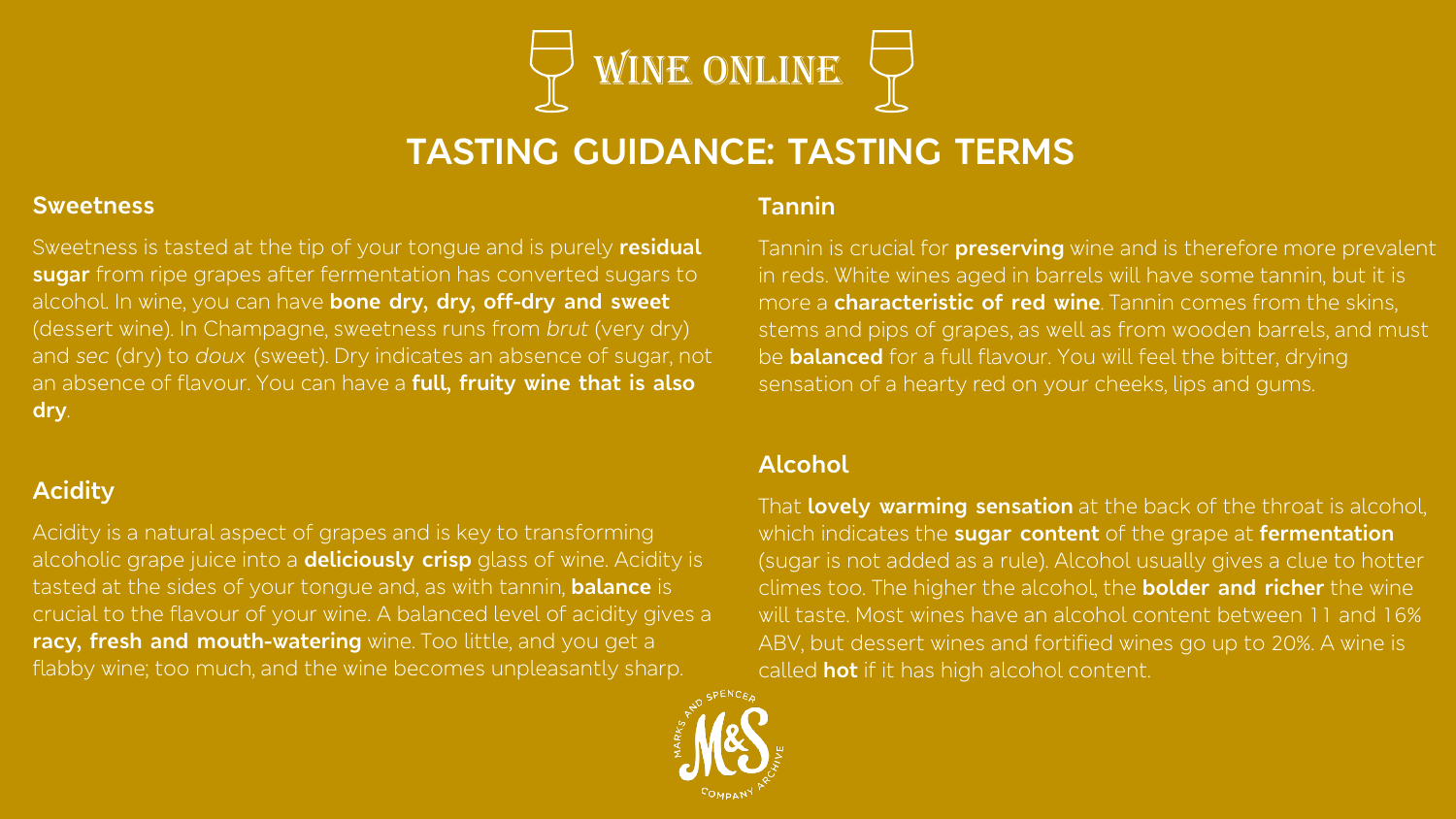# WINE ONLINE

## TASTING GUIDANCE: TASTING TERMS

### Sweetness

Sweetness is tasted at the tip of your tongue and is purely **residual sugar** from ripe grapes after fermentation has converted sugars to alcohol. In wine, you can have **bone dry, dry, off-dry and sweet** (dessert wine). In Champagne, sweetness runs from *brut* (very dry) and *sec* (dry) to *doux* (sweet). Dry indicates an absence of sugar, not an absence of flavour. You can have a **full, fruity wine that is also dry**.

### Acidity

Acidity is a natural aspect of grapes and is key to transforming alcoholic grape juice into a **deliciously crisp** glass of wine. Acidity is tasted at the sides of your tongue and, as with tannin, **balance** is crucial to the flavour of your wine. A balanced level of acidity gives a **racy, fresh and mouth-watering** wine. Too little, and you get a flabby wine; too much, and the wine becomes unpleasantly sharp.

### Tannin

Tannin is crucial for **preserving** wine and is therefore more prevalent in reds. White wines aged in barrels will have some tannin, but it is more a **characteristic of red wine**. Tannin comes from the skins, stems and pips of grapes, as well as from wooden barrels, and must be **balanced** for a full flavour. You will feel the bitter, drying sensation of a hearty red on your cheeks, lips and gums.

### Alcohol

That **lovely warming sensation** at the back of the throat is alcohol, which indicates the **sugar content** of the grape at **fermentation** (sugar is not added as a rule). Alcohol usually gives a clue to hotter climes too. The higher the alcohol, the **bolder and richer** the wine will taste. Most wines have an alcohol content between 11 and 16% ABV, but dessert wines and fortified wines go up to 20%. A wine is called **hot** if it has high alcohol content.

MARKS AND SPENCER COMPANY ARCHIVE